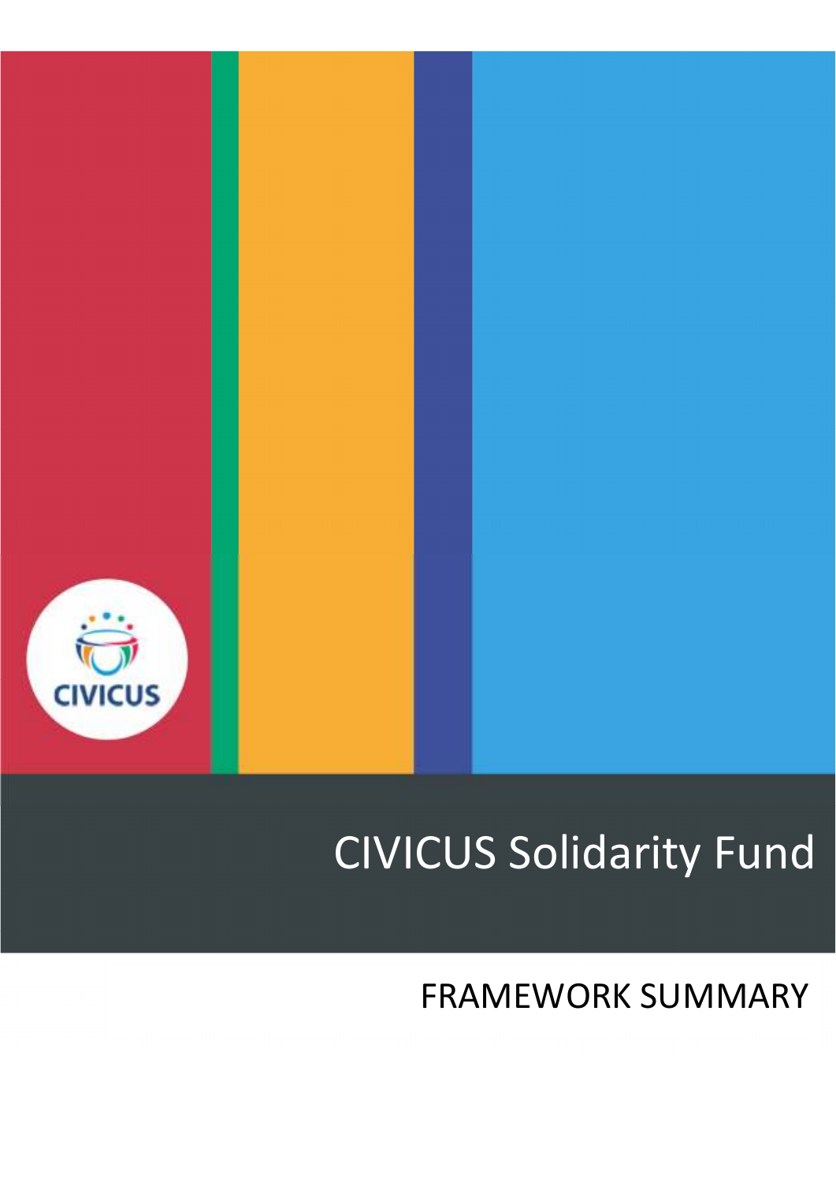# CIVICUS Solidarity Fund

## FRAMEWORK SUMMARY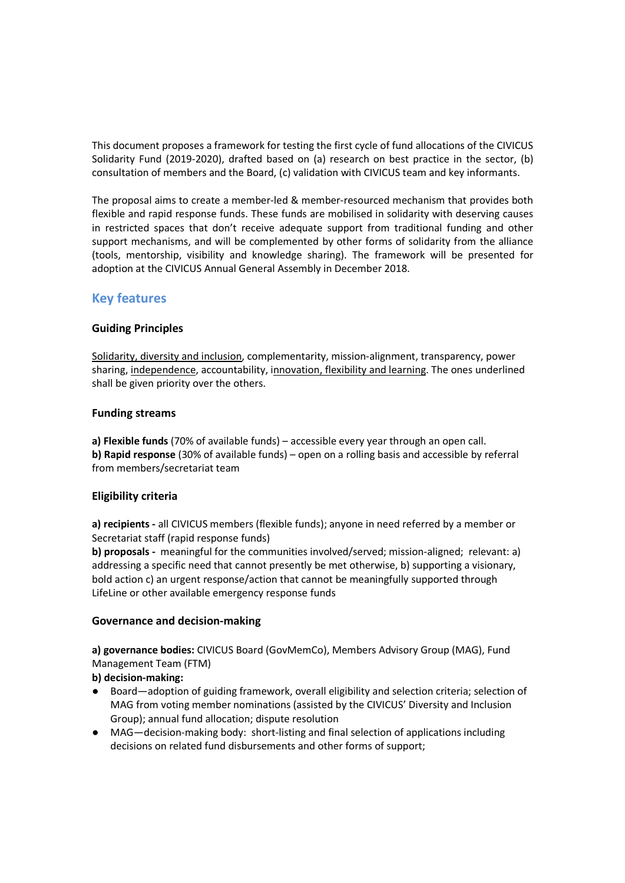This document proposes a framework for testing the first cycle of fund allocations of the CIVICUS Solidarity Fund (2019-2020), drafted based on (a) research on best practice in the sector, (b) consultation of members and the Board, (c) validation with CIVICUS team and key informants.

The proposal aims to create a member-led & member-resourced mechanism that provides both flexible and rapid response funds. These funds are mobilised in solidarity with deserving causes in restricted spaces that don't receive adequate support from traditional funding and other support mechanisms, and will be complemented by other forms of solidarity from the alliance (tools, mentorship, visibility and knowledge sharing). The framework will be presented for adoption at the CIVICUS Annual General Assembly in December 2018.

## Key features

### Guiding Principles

<u>Solidarity, diversity and inclusion</u>, complementarity, mission-alignment, transparency, power sharing, <u>independence</u>, accountability, <u>innovation, flexibility and learning</u>. The ones underlined shall be given priority over the others.

### Funding streams

**a) Flexible funds** (70% of available funds) – accessible every year through an open call.
**b) Rapid response** (30% of available funds) – open on a rolling basis and accessible by referral from members/secretariat team

### Eligibility criteria

**a) recipients -** all CIVICUS members (flexible funds); anyone in need referred by a member or Secretariat staff (rapid response funds)
**b) proposals -** meaningful for the communities involved/served; mission-aligned; relevant: a) addressing a specific need that cannot presently be met otherwise, b) supporting a visionary, bold action c) an urgent response/action that cannot be meaningfully supported through LifeLine or other available emergency response funds

### Governance and decision-making

**a) governance bodies:** CIVICUS Board (GovMemCo), Members Advisory Group (MAG), Fund Management Team (FTM)
**b) decision-making:**

- Board—adoption of guiding framework, overall eligibility and selection criteria; selection of MAG from voting member nominations (assisted by the CIVICUS' Diversity and Inclusion Group); annual fund allocation; dispute resolution
- MAG—decision-making body: short-listing and final selection of applications including decisions on related fund disbursements and other forms of support;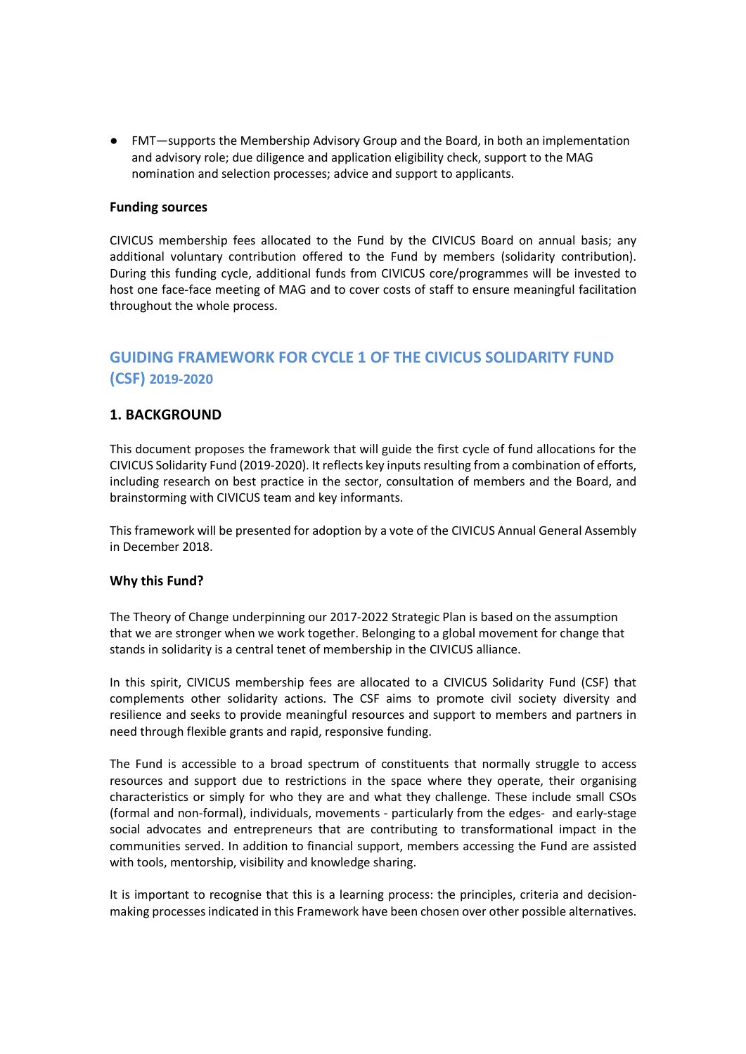- FMT—supports the Membership Advisory Group and the Board, in both an implementation and advisory role; due diligence and application eligibility check, support to the MAG nomination and selection processes; advice and support to applicants.

**Funding sources**

CIVICUS membership fees allocated to the Fund by the CIVICUS Board on annual basis; any additional voluntary contribution offered to the Fund by members (solidarity contribution). During this funding cycle, additional funds from CIVICUS core/programmes will be invested to host one face-face meeting of MAG and to cover costs of staff to ensure meaningful facilitation throughout the whole process.

## GUIDING FRAMEWORK FOR CYCLE 1 OF THE CIVICUS SOLIDARITY FUND (CSF) 2019-2020

### 1. BACKGROUND

This document proposes the framework that will guide the first cycle of fund allocations for the CIVICUS Solidarity Fund (2019-2020). It reflects key inputs resulting from a combination of efforts, including research on best practice in the sector, consultation of members and the Board, and brainstorming with CIVICUS team and key informants.

This framework will be presented for adoption by a vote of the CIVICUS Annual General Assembly in December 2018.

**Why this Fund?**

The Theory of Change underpinning our 2017-2022 Strategic Plan is based on the assumption that we are stronger when we work together. Belonging to a global movement for change that stands in solidarity is a central tenet of membership in the CIVICUS alliance.

In this spirit, CIVICUS membership fees are allocated to a CIVICUS Solidarity Fund (CSF) that complements other solidarity actions. The CSF aims to promote civil society diversity and resilience and seeks to provide meaningful resources and support to members and partners in need through flexible grants and rapid, responsive funding.

The Fund is accessible to a broad spectrum of constituents that normally struggle to access resources and support due to restrictions in the space where they operate, their organising characteristics or simply for who they are and what they challenge. These include small CSOs (formal and non-formal), individuals, movements - particularly from the edges- and early-stage social advocates and entrepreneurs that are contributing to transformational impact in the communities served. In addition to financial support, members accessing the Fund are assisted with tools, mentorship, visibility and knowledge sharing.

It is important to recognise that this is a learning process: the principles, criteria and decision-making processes indicated in this Framework have been chosen over other possible alternatives.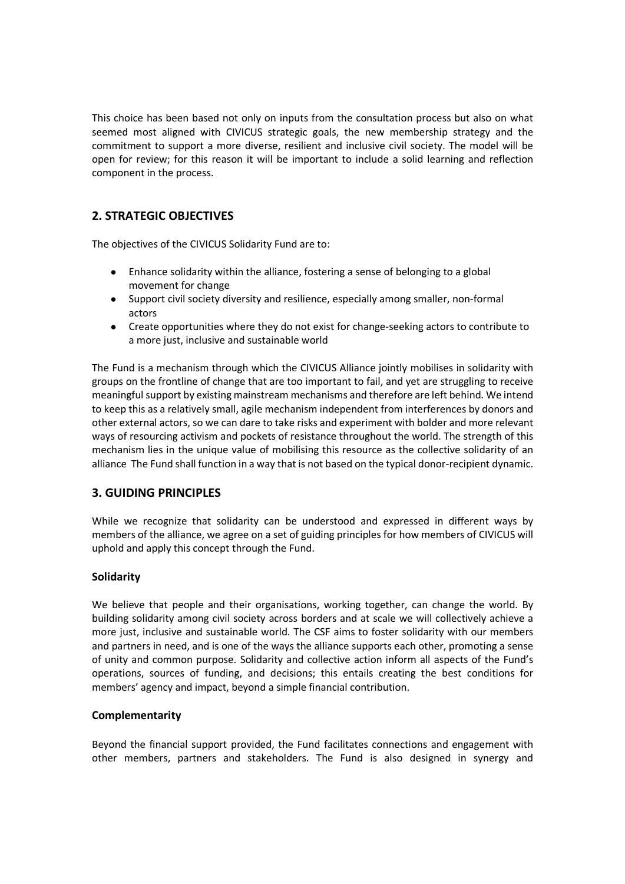This choice has been based not only on inputs from the consultation process but also on what seemed most aligned with CIVICUS strategic goals, the new membership strategy and the commitment to support a more diverse, resilient and inclusive civil society. The model will be open for review; for this reason it will be important to include a solid learning and reflection component in the process.

## 2. STRATEGIC OBJECTIVES

The objectives of the CIVICUS Solidarity Fund are to:

- Enhance solidarity within the alliance, fostering a sense of belonging to a global movement for change
- Support civil society diversity and resilience, especially among smaller, non-formal actors
- Create opportunities where they do not exist for change-seeking actors to contribute to a more just, inclusive and sustainable world

The Fund is a mechanism through which the CIVICUS Alliance jointly mobilises in solidarity with groups on the frontline of change that are too important to fail, and yet are struggling to receive meaningful support by existing mainstream mechanisms and therefore are left behind. We intend to keep this as a relatively small, agile mechanism independent from interferences by donors and other external actors, so we can dare to take risks and experiment with bolder and more relevant ways of resourcing activism and pockets of resistance throughout the world. The strength of this mechanism lies in the unique value of mobilising this resource as the collective solidarity of an alliance The Fund shall function in a way that is not based on the typical donor-recipient dynamic.

## 3. GUIDING PRINCIPLES

While we recognize that solidarity can be understood and expressed in different ways by members of the alliance, we agree on a set of guiding principles for how members of CIVICUS will uphold and apply this concept through the Fund.

### Solidarity

We believe that people and their organisations, working together, can change the world. By building solidarity among civil society across borders and at scale we will collectively achieve a more just, inclusive and sustainable world. The CSF aims to foster solidarity with our members and partners in need, and is one of the ways the alliance supports each other, promoting a sense of unity and common purpose. Solidarity and collective action inform all aspects of the Fund's operations, sources of funding, and decisions; this entails creating the best conditions for members' agency and impact, beyond a simple financial contribution.

### Complementarity

Beyond the financial support provided, the Fund facilitates connections and engagement with other members, partners and stakeholders. The Fund is also designed in synergy and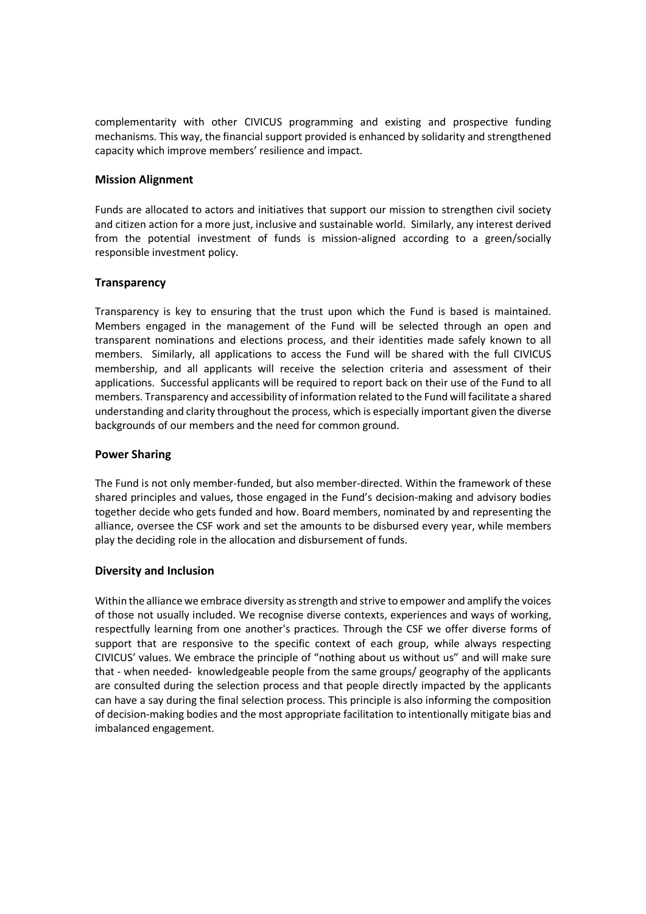complementarity with other CIVICUS programming and existing and prospective funding mechanisms. This way, the financial support provided is enhanced by solidarity and strengthened capacity which improve members' resilience and impact.

### Mission Alignment

Funds are allocated to actors and initiatives that support our mission to strengthen civil society and citizen action for a more just, inclusive and sustainable world. Similarly, any interest derived from the potential investment of funds is mission-aligned according to a green/socially responsible investment policy.

### Transparency

Transparency is key to ensuring that the trust upon which the Fund is based is maintained. Members engaged in the management of the Fund will be selected through an open and transparent nominations and elections process, and their identities made safely known to all members. Similarly, all applications to access the Fund will be shared with the full CIVICUS membership, and all applicants will receive the selection criteria and assessment of their applications. Successful applicants will be required to report back on their use of the Fund to all members. Transparency and accessibility of information related to the Fund will facilitate a shared understanding and clarity throughout the process, which is especially important given the diverse backgrounds of our members and the need for common ground.

### Power Sharing

The Fund is not only member-funded, but also member-directed. Within the framework of these shared principles and values, those engaged in the Fund's decision-making and advisory bodies together decide who gets funded and how. Board members, nominated by and representing the alliance, oversee the CSF work and set the amounts to be disbursed every year, while members play the deciding role in the allocation and disbursement of funds.

### Diversity and Inclusion

Within the alliance we embrace diversity as strength and strive to empower and amplify the voices of those not usually included. We recognise diverse contexts, experiences and ways of working, respectfully learning from one another's practices. Through the CSF we offer diverse forms of support that are responsive to the specific context of each group, while always respecting CIVICUS' values. We embrace the principle of "nothing about us without us" and will make sure that - when needed- knowledgeable people from the same groups/ geography of the applicants are consulted during the selection process and that people directly impacted by the applicants can have a say during the final selection process. This principle is also informing the composition of decision-making bodies and the most appropriate facilitation to intentionally mitigate bias and imbalanced engagement.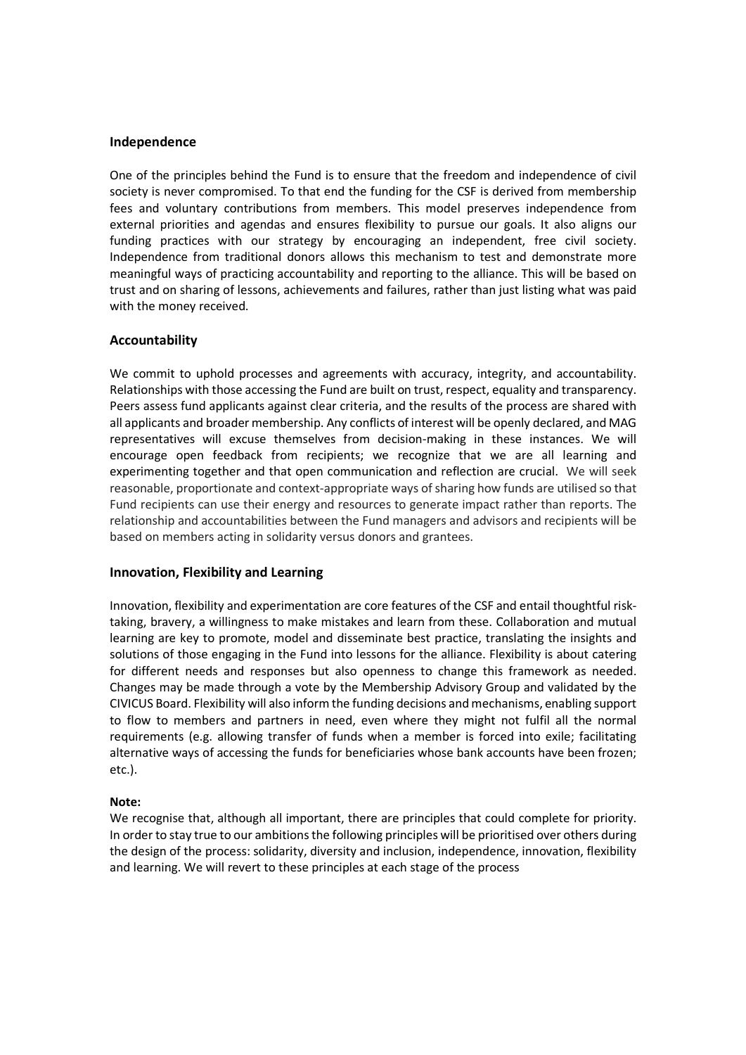### Independence

One of the principles behind the Fund is to ensure that the freedom and independence of civil society is never compromised. To that end the funding for the CSF is derived from membership fees and voluntary contributions from members. This model preserves independence from external priorities and agendas and ensures flexibility to pursue our goals. It also aligns our funding practices with our strategy by encouraging an independent, free civil society. Independence from traditional donors allows this mechanism to test and demonstrate more meaningful ways of practicing accountability and reporting to the alliance. This will be based on trust and on sharing of lessons, achievements and failures, rather than just listing what was paid with the money received.

### Accountability

We commit to uphold processes and agreements with accuracy, integrity, and accountability. Relationships with those accessing the Fund are built on trust, respect, equality and transparency. Peers assess fund applicants against clear criteria, and the results of the process are shared with all applicants and broader membership. Any conflicts of interest will be openly declared, and MAG representatives will excuse themselves from decision-making in these instances. We will encourage open feedback from recipients; we recognize that we are all learning and experimenting together and that open communication and reflection are crucial. We will seek reasonable, proportionate and context-appropriate ways of sharing how funds are utilised so that Fund recipients can use their energy and resources to generate impact rather than reports. The relationship and accountabilities between the Fund managers and advisors and recipients will be based on members acting in solidarity versus donors and grantees.

### Innovation, Flexibility and Learning

Innovation, flexibility and experimentation are core features of the CSF and entail thoughtful risk-taking, bravery, a willingness to make mistakes and learn from these. Collaboration and mutual learning are key to promote, model and disseminate best practice, translating the insights and solutions of those engaging in the Fund into lessons for the alliance. Flexibility is about catering for different needs and responses but also openness to change this framework as needed. Changes may be made through a vote by the Membership Advisory Group and validated by the CIVICUS Board. Flexibility will also inform the funding decisions and mechanisms, enabling support to flow to members and partners in need, even where they might not fulfil all the normal requirements (e.g. allowing transfer of funds when a member is forced into exile; facilitating alternative ways of accessing the funds for beneficiaries whose bank accounts have been frozen; etc.).

**Note:**

We recognise that, although all important, there are principles that could complete for priority. In order to stay true to our ambitions the following principles will be prioritised over others during the design of the process: solidarity, diversity and inclusion, independence, innovation, flexibility and learning. We will revert to these principles at each stage of the process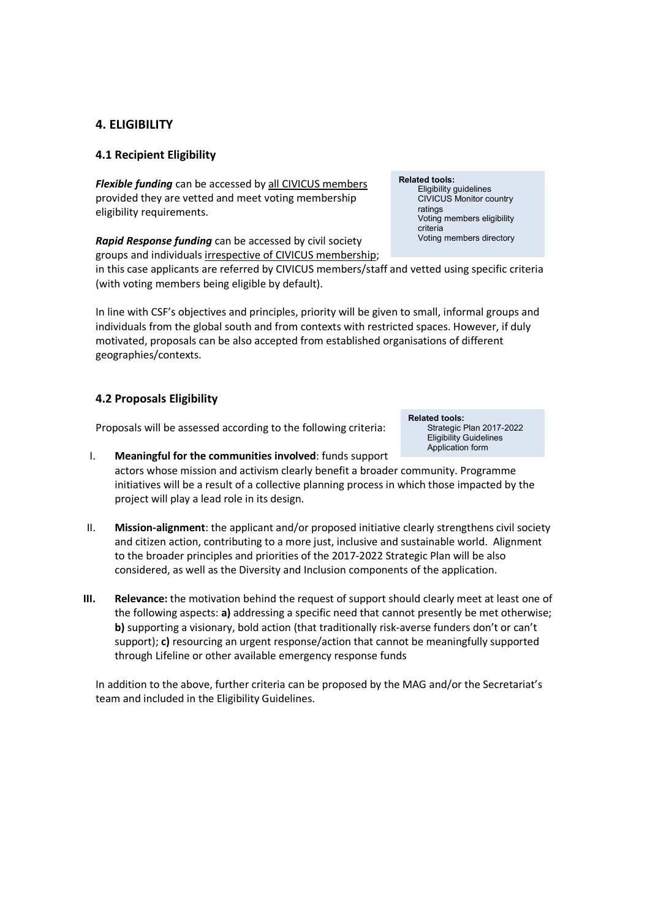## 4. ELIGIBILITY

### 4.1 Recipient Eligibility

***Flexible funding*** can be accessed by all CIVICUS members provided they are vetted and meet voting membership eligibility requirements.

> **Related tools:**
> Eligibility guidelines
> CIVICUS Monitor country ratings
> Voting members eligibility criteria
> Voting members directory

***Rapid Response funding*** can be accessed by civil society groups and individuals irrespective of CIVICUS membership; in this case applicants are referred by CIVICUS members/staff and vetted using specific criteria (with voting members being eligible by default).

In line with CSF's objectives and principles, priority will be given to small, informal groups and individuals from the global south and from contexts with restricted spaces. However, if duly motivated, proposals can be also accepted from established organisations of different geographies/contexts.

### 4.2 Proposals Eligibility

Proposals will be assessed according to the following criteria:

> **Related tools:**
> Strategic Plan 2017-2022
> Eligibility Guidelines
> Application form

I. **Meaningful for the communities involved**: funds support actors whose mission and activism clearly benefit a broader community. Programme initiatives will be a result of a collective planning process in which those impacted by the project will play a lead role in its design.

II. **Mission-alignment**: the applicant and/or proposed initiative clearly strengthens civil society and citizen action, contributing to a more just, inclusive and sustainable world. Alignment to the broader principles and priorities of the 2017-2022 Strategic Plan will be also considered, as well as the Diversity and Inclusion components of the application.

**III.** **Relevance:** the motivation behind the request of support should clearly meet at least one of the following aspects: **a)** addressing a specific need that cannot presently be met otherwise; **b)** supporting a visionary, bold action (that traditionally risk-averse funders don't or can't support); **c)** resourcing an urgent response/action that cannot be meaningfully supported through Lifeline or other available emergency response funds

In addition to the above, further criteria can be proposed by the MAG and/or the Secretariat's team and included in the Eligibility Guidelines.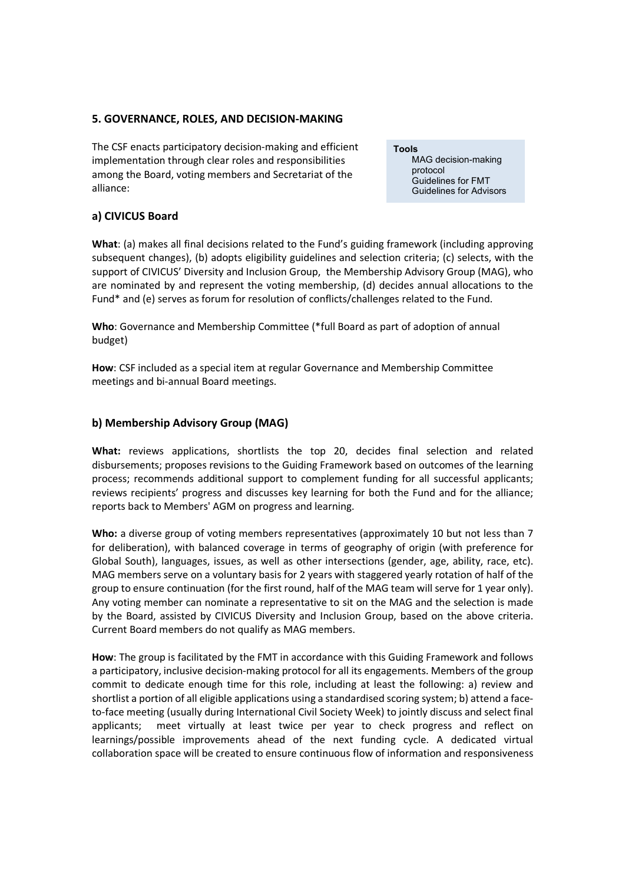## 5. GOVERNANCE, ROLES, AND DECISION-MAKING

The CSF enacts participatory decision-making and efficient implementation through clear roles and responsibilities among the Board, voting members and Secretariat of the alliance:

> **Tools**
> MAG decision-making protocol
> Guidelines for FMT
> Guidelines for Advisors

### a) CIVICUS Board

**What**: (a) makes all final decisions related to the Fund's guiding framework (including approving subsequent changes), (b) adopts eligibility guidelines and selection criteria; (c) selects, with the support of CIVICUS' Diversity and Inclusion Group, the Membership Advisory Group (MAG), who are nominated by and represent the voting membership, (d) decides annual allocations to the Fund* and (e) serves as forum for resolution of conflicts/challenges related to the Fund.

**Who**: Governance and Membership Committee (*full Board as part of adoption of annual budget)

**How**: CSF included as a special item at regular Governance and Membership Committee meetings and bi-annual Board meetings.

### b) Membership Advisory Group (MAG)

**What:** reviews applications, shortlists the top 20, decides final selection and related disbursements; proposes revisions to the Guiding Framework based on outcomes of the learning process; recommends additional support to complement funding for all successful applicants; reviews recipients' progress and discusses key learning for both the Fund and for the alliance; reports back to Members' AGM on progress and learning.

**Who:** a diverse group of voting members representatives (approximately 10 but not less than 7 for deliberation), with balanced coverage in terms of geography of origin (with preference for Global South), languages, issues, as well as other intersections (gender, age, ability, race, etc). MAG members serve on a voluntary basis for 2 years with staggered yearly rotation of half of the group to ensure continuation (for the first round, half of the MAG team will serve for 1 year only). Any voting member can nominate a representative to sit on the MAG and the selection is made by the Board, assisted by CIVICUS Diversity and Inclusion Group, based on the above criteria. Current Board members do not qualify as MAG members.

**How**: The group is facilitated by the FMT in accordance with this Guiding Framework and follows a participatory, inclusive decision-making protocol for all its engagements. Members of the group commit to dedicate enough time for this role, including at least the following: a) review and shortlist a portion of all eligible applications using a standardised scoring system; b) attend a face-to-face meeting (usually during International Civil Society Week) to jointly discuss and select final applicants; meet virtually at least twice per year to check progress and reflect on learnings/possible improvements ahead of the next funding cycle. A dedicated virtual collaboration space will be created to ensure continuous flow of information and responsiveness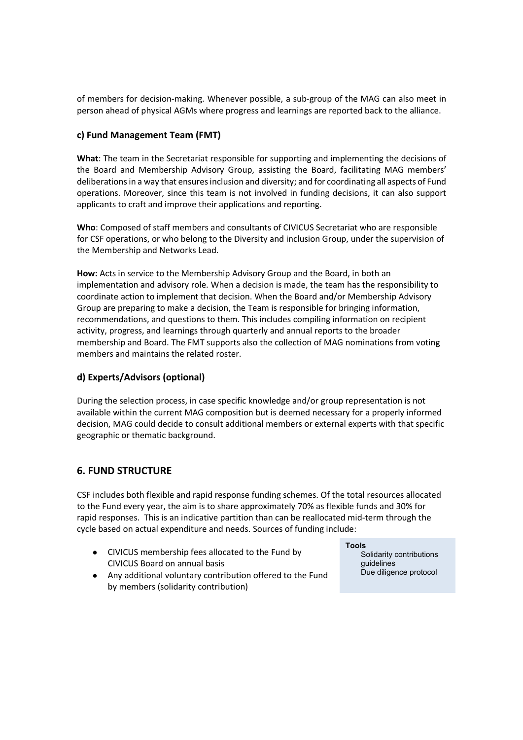of members for decision-making. Whenever possible, a sub-group of the MAG can also meet in person ahead of physical AGMs where progress and learnings are reported back to the alliance.

### c) Fund Management Team (FMT)

**What**: The team in the Secretariat responsible for supporting and implementing the decisions of the Board and Membership Advisory Group, assisting the Board, facilitating MAG members' deliberations in a way that ensures inclusion and diversity; and for coordinating all aspects of Fund operations. Moreover, since this team is not involved in funding decisions, it can also support applicants to craft and improve their applications and reporting.

**Who**: Composed of staff members and consultants of CIVICUS Secretariat who are responsible for CSF operations, or who belong to the Diversity and inclusion Group, under the supervision of the Membership and Networks Lead.

**How:** Acts in service to the Membership Advisory Group and the Board, in both an implementation and advisory role. When a decision is made, the team has the responsibility to coordinate action to implement that decision. When the Board and/or Membership Advisory Group are preparing to make a decision, the Team is responsible for bringing information, recommendations, and questions to them. This includes compiling information on recipient activity, progress, and learnings through quarterly and annual reports to the broader membership and Board. The FMT supports also the collection of MAG nominations from voting members and maintains the related roster.

### d) Experts/Advisors (optional)

During the selection process, in case specific knowledge and/or group representation is not available within the current MAG composition but is deemed necessary for a properly informed decision, MAG could decide to consult additional members or external experts with that specific geographic or thematic background.

## 6. FUND STRUCTURE

CSF includes both flexible and rapid response funding schemes. Of the total resources allocated to the Fund every year, the aim is to share approximately 70% as flexible funds and 30% for rapid responses. This is an indicative partition than can be reallocated mid-term through the cycle based on actual expenditure and needs. Sources of funding include:

- CIVICUS membership fees allocated to the Fund by CIVICUS Board on annual basis
- Any additional voluntary contribution offered to the Fund by members (solidarity contribution)

**Tools**
Solidarity contributions guidelines
Due diligence protocol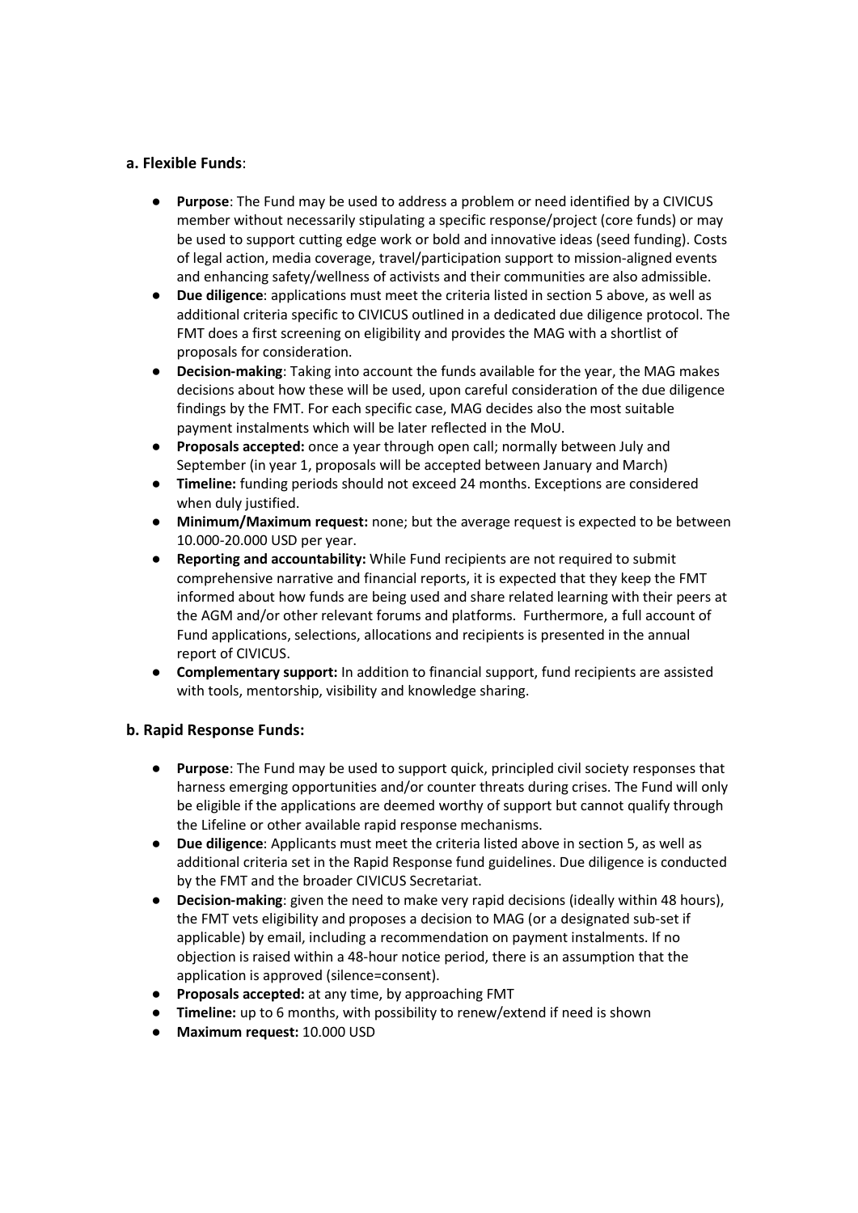**a. Flexible Funds**:

- **Purpose**: The Fund may be used to address a problem or need identified by a CIVICUS member without necessarily stipulating a specific response/project (core funds) or may be used to support cutting edge work or bold and innovative ideas (seed funding). Costs of legal action, media coverage, travel/participation support to mission-aligned events and enhancing safety/wellness of activists and their communities are also admissible.
- **Due diligence**: applications must meet the criteria listed in section 5 above, as well as additional criteria specific to CIVICUS outlined in a dedicated due diligence protocol. The FMT does a first screening on eligibility and provides the MAG with a shortlist of proposals for consideration.
- **Decision-making**: Taking into account the funds available for the year, the MAG makes decisions about how these will be used, upon careful consideration of the due diligence findings by the FMT. For each specific case, MAG decides also the most suitable payment instalments which will be later reflected in the MoU.
- **Proposals accepted:** once a year through open call; normally between July and September (in year 1, proposals will be accepted between January and March)
- **Timeline:** funding periods should not exceed 24 months. Exceptions are considered when duly justified.
- **Minimum/Maximum request:** none; but the average request is expected to be between 10.000-20.000 USD per year.
- **Reporting and accountability:** While Fund recipients are not required to submit comprehensive narrative and financial reports, it is expected that they keep the FMT informed about how funds are being used and share related learning with their peers at the AGM and/or other relevant forums and platforms. Furthermore, a full account of Fund applications, selections, allocations and recipients is presented in the annual report of CIVICUS.
- **Complementary support:** In addition to financial support, fund recipients are assisted with tools, mentorship, visibility and knowledge sharing.

**b. Rapid Response Funds:**

- **Purpose**: The Fund may be used to support quick, principled civil society responses that harness emerging opportunities and/or counter threats during crises. The Fund will only be eligible if the applications are deemed worthy of support but cannot qualify through the Lifeline or other available rapid response mechanisms.
- **Due diligence**: Applicants must meet the criteria listed above in section 5, as well as additional criteria set in the Rapid Response fund guidelines. Due diligence is conducted by the FMT and the broader CIVICUS Secretariat.
- **Decision-making**: given the need to make very rapid decisions (ideally within 48 hours), the FMT vets eligibility and proposes a decision to MAG (or a designated sub-set if applicable) by email, including a recommendation on payment instalments. If no objection is raised within a 48-hour notice period, there is an assumption that the application is approved (silence=consent).
- **Proposals accepted:** at any time, by approaching FMT
- **Timeline:** up to 6 months, with possibility to renew/extend if need is shown
- **Maximum request:** 10.000 USD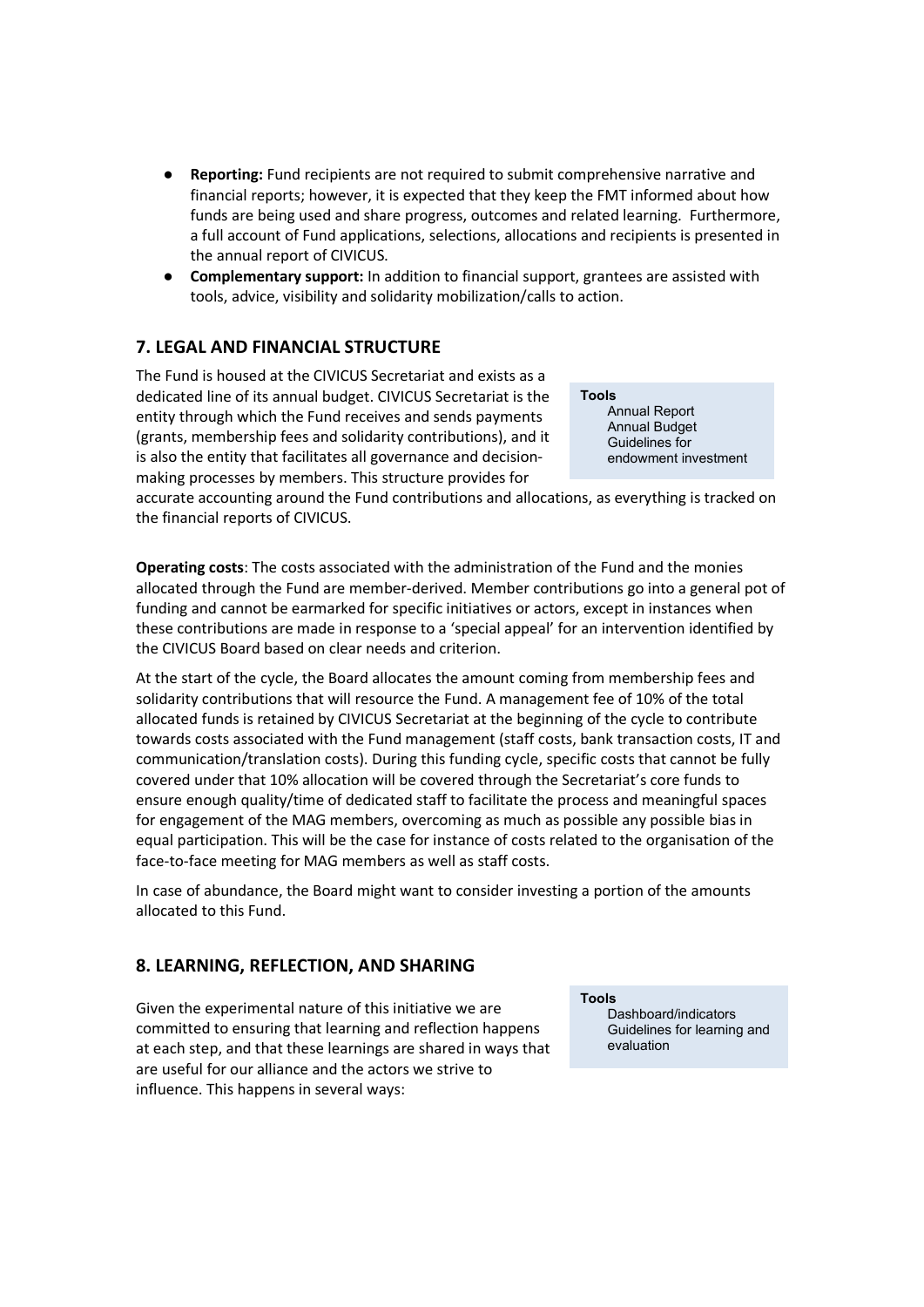- **Reporting:** Fund recipients are not required to submit comprehensive narrative and financial reports; however, it is expected that they keep the FMT informed about how funds are being used and share progress, outcomes and related learning. Furthermore, a full account of Fund applications, selections, allocations and recipients is presented in the annual report of CIVICUS.
- **Complementary support:** In addition to financial support, grantees are assisted with tools, advice, visibility and solidarity mobilization/calls to action.

## 7. LEGAL AND FINANCIAL STRUCTURE

The Fund is housed at the CIVICUS Secretariat and exists as a dedicated line of its annual budget. CIVICUS Secretariat is the entity through which the Fund receives and sends payments (grants, membership fees and solidarity contributions), and it is also the entity that facilitates all governance and decision-making processes by members. This structure provides for accurate accounting around the Fund contributions and allocations, as everything is tracked on the financial reports of CIVICUS.

**Tools**
- Annual Report
- Annual Budget
- Guidelines for endowment investment

**Operating costs**: The costs associated with the administration of the Fund and the monies allocated through the Fund are member-derived. Member contributions go into a general pot of funding and cannot be earmarked for specific initiatives or actors, except in instances when these contributions are made in response to a 'special appeal' for an intervention identified by the CIVICUS Board based on clear needs and criterion.

At the start of the cycle, the Board allocates the amount coming from membership fees and solidarity contributions that will resource the Fund. A management fee of 10% of the total allocated funds is retained by CIVICUS Secretariat at the beginning of the cycle to contribute towards costs associated with the Fund management (staff costs, bank transaction costs, IT and communication/translation costs). During this funding cycle, specific costs that cannot be fully covered under that 10% allocation will be covered through the Secretariat's core funds to ensure enough quality/time of dedicated staff to facilitate the process and meaningful spaces for engagement of the MAG members, overcoming as much as possible any possible bias in equal participation. This will be the case for instance of costs related to the organisation of the face-to-face meeting for MAG members as well as staff costs.

In case of abundance, the Board might want to consider investing a portion of the amounts allocated to this Fund.

## 8. LEARNING, REFLECTION, AND SHARING

Given the experimental nature of this initiative we are committed to ensuring that learning and reflection happens at each step, and that these learnings are shared in ways that are useful for our alliance and the actors we strive to influence. This happens in several ways:

**Tools**
- Dashboard/indicators
- Guidelines for learning and evaluation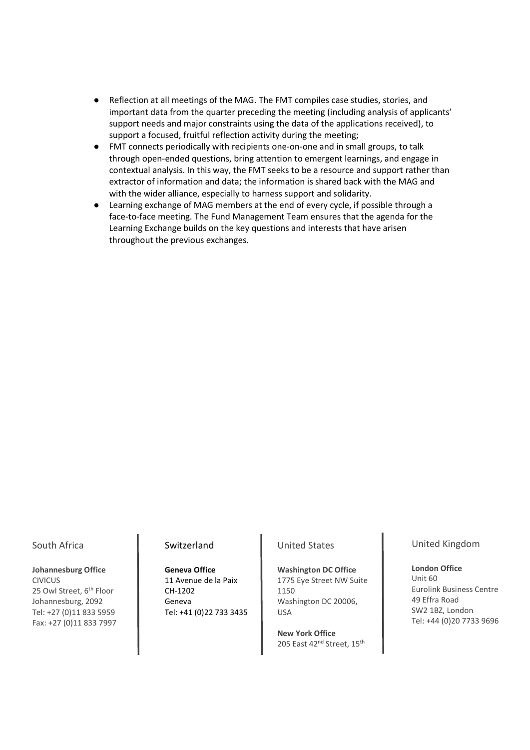- Reflection at all meetings of the MAG. The FMT compiles case studies, stories, and important data from the quarter preceding the meeting (including analysis of applicants' support needs and major constraints using the data of the applications received), to support a focused, fruitful reflection activity during the meeting;
- FMT connects periodically with recipients one-on-one and in small groups, to talk through open-ended questions, bring attention to emergent learnings, and engage in contextual analysis. In this way, the FMT seeks to be a resource and support rather than extractor of information and data; the information is shared back with the MAG and with the wider alliance, especially to harness support and solidarity.
- Learning exchange of MAG members at the end of every cycle, if possible through a face-to-face meeting. The Fund Management Team ensures that the agenda for the Learning Exchange builds on the key questions and interests that have arisen throughout the previous exchanges.

South Africa

**Johannesburg Office**
CIVICUS
25 Owl Street, 6th Floor
Johannesburg, 2092
Tel: +27 (0)11 833 5959
Fax: +27 (0)11 833 7997

Switzerland

**Geneva Office**
11 Avenue de la Paix
CH-1202
Geneva
Tel: +41 (0)22 733 3435

United States

**Washington DC Office**
1775 Eye Street NW Suite 1150
Washington DC 20006, USA

**New York Office**
205 East 42nd Street, 15th

United Kingdom

**London Office**
Unit 60
Eurolink Business Centre
49 Effra Road
SW2 1BZ, London
Tel: +44 (0)20 7733 9696